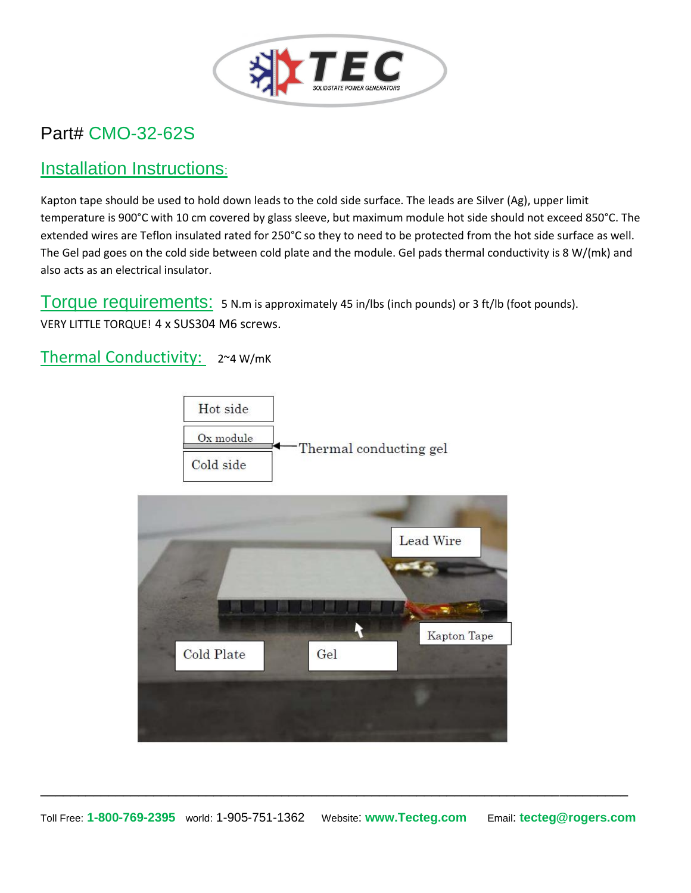TEC

SOLIDSTATE POWER GENERATORS

Part# CMO-32-62S

## Installation Instructions:

Kapton tape should be used to hold down leads to the cold side surface. The leads are Silver (Ag), upper limit temperature is 900°C with 10 cm covered by glass sleeve, but maximum module hot side should not exceed 850°C. The extended wires are Teflon insulated rated for 250°C so they to need to be protected from the hot side surface as well. The Gel pad goes on the cold side between cold plate and the module. Gel pads thermal conductivity is 8 W/(mk) and also acts as an electrical insulator.

## Torque requirements:

5 N.m is approximately 45 in/lbs (inch pounds) or 3 ft/lb (foot pounds). VERY LITTLE TORQUE! 4 x SUS304 M6 screws.

## Thermal Conductivity:

2~4 W/mK

Hot side

Ox module

Cold side

Thermal conducting gel

Lead Wire

Kapton Tape

Cold Plate

Gel

Toll Free: 1-800-769-2395 world: 1-905-751-1362 Website: www.Tecteg.com Email: tecteg@rogers.com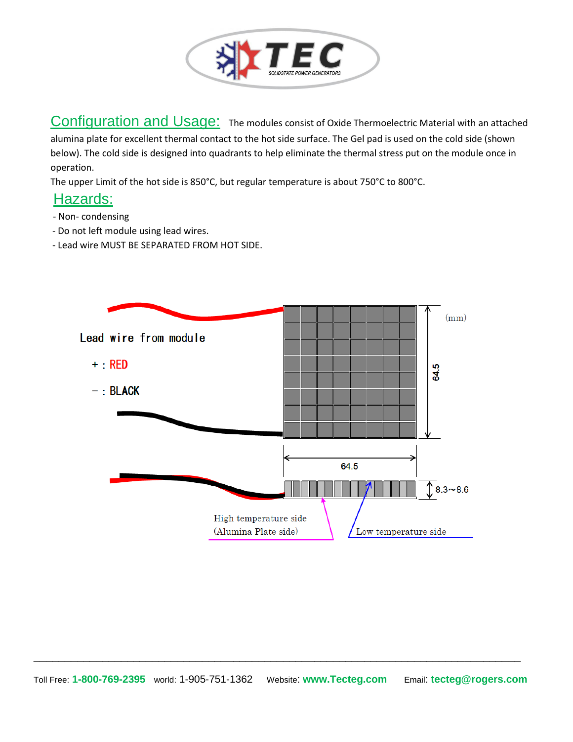## Configuration and Usage:

The modules consist of Oxide Thermoelectric Material with an attached alumina plate for excellent thermal contact to the hot side surface. The Gel pad is used on the cold side (shown below). The cold side is designed into quadrants to help eliminate the thermal stress put on the module once in operation.

The upper Limit of the hot side is 850°C, but regular temperature is about 750°C to 800°C.

## Hazards:

- Non- condensing
- Do not left module using lead wires.
- Lead wire MUST BE SEPARATED FROM HOT SIDE.

Lead wire from module

+ : RED

− : BLACK

(mm)

64.5

64.5

8.3~8.6

High temperature side (Alumina Plate side)

Low temperature side

Toll Free: **1-800-769-2395** world: 1-905-751-1362 Website: **www.Tecteg.com** Email: **tecteg@rogers.com**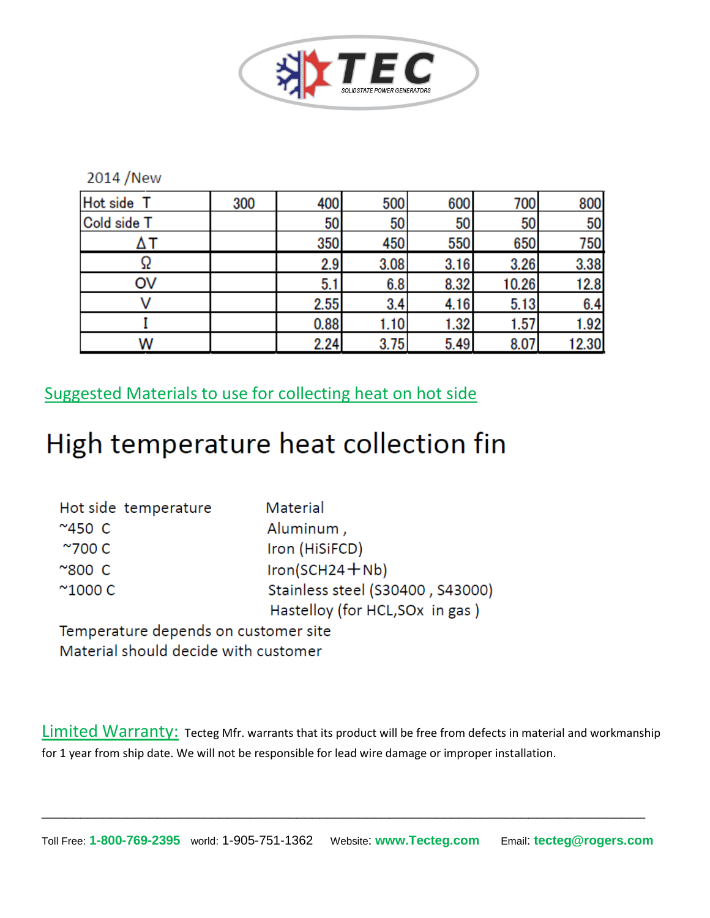TEC

SOLIDSTATE POWER GENERATORS

2014 /New

| Hot side T | 300 | 400 | 500 | 600 | 700 | 800 |
|---|---|---|---|---|---|---|
| Cold side T | | 50 | 50 | 50 | 50 | 50 |
| ΔT | | 350 | 450 | 550 | 650 | 750 |
| Ω | | 2.9 | 3.08 | 3.16 | 3.26 | 3.38 |
| OV | | 5.1 | 6.8 | 8.32 | 10.26 | 12.8 |
| V | | 2.55 | 3.4 | 4.16 | 5.13 | 6.4 |
| I | | 0.88 | 1.10 | 1.32 | 1.57 | 1.92 |
| W | | 2.24 | 3.75 | 5.49 | 8.07 | 12.30 |

Suggested Materials to use for collecting heat on hot side

# High temperature heat collection fin

| Hot side temperature | Material |
|---|---|
| ~450 C | Aluminum , |
| ~700 C | Iron (HiSiFCD) |
| ~800 C | Iron(SCH24＋Nb) |
| ~1000 C | Stainless steel (S30400 , S43000) |
| | Hastelloy (for HCL,SOx in gas ) |

Temperature depends on customer site

Material should decide with customer

Limited Warranty: Tecteg Mfr. warrants that its product will be free from defects in material and workmanship for 1 year from ship date. We will not be responsible for lead wire damage or improper installation.

---

Toll Free: **1-800-769-2395** world: 1-905-751-1362 Website: **www.Tecteg.com** Email: **tecteg@rogers.com**